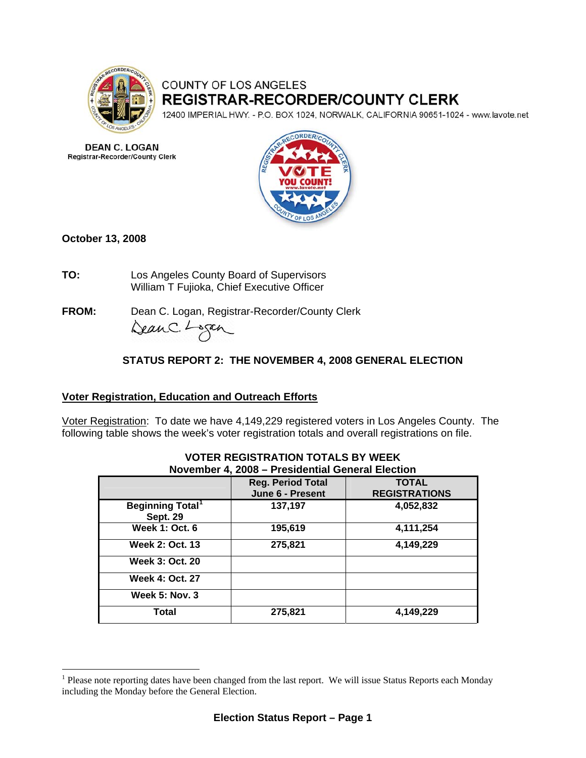COUNTY OF LOS ANGELES

**REGISTRAR-RECORDER/COUNTY CLERK**

12400 IMPERIAL HWY. - P.O. BOX 1024, NORWALK, CALIFORNIA 90651-1024 - www.lavote.net

**DEAN C. LOGAN**
Registrar-Recorder/County Clerk

**October 13, 2008**

**TO:** Los Angeles County Board of Supervisors
William T Fujioka, Chief Executive Officer

**FROM:** Dean C. Logan, Registrar-Recorder/County Clerk

**STATUS REPORT 2: THE NOVEMBER 4, 2008 GENERAL ELECTION**

## Voter Registration, Education and Outreach Efforts

Voter Registration: To date we have 4,149,229 registered voters in Los Angeles County. The following table shows the week's voter registration totals and overall registrations on file.

**VOTER REGISTRATION TOTALS BY WEEK**
**November 4, 2008 – Presidential General Election**

| | Reg. Period Total June 6 - Present | TOTAL REGISTRATIONS |
|---|---|---|
| Beginning Total[1] Sept. 29 | 137,197 | 4,052,832 |
| Week 1: Oct. 6 | 195,619 | 4,111,254 |
| Week 2: Oct. 13 | 275,821 | 4,149,229 |
| Week 3: Oct. 20 | | |
| Week 4: Oct. 27 | | |
| Week 5: Nov. 3 | | |
| Total | 275,821 | 4,149,229 |

[1] Please note reporting dates have been changed from the last report. We will issue Status Reports each Monday including the Monday before the General Election.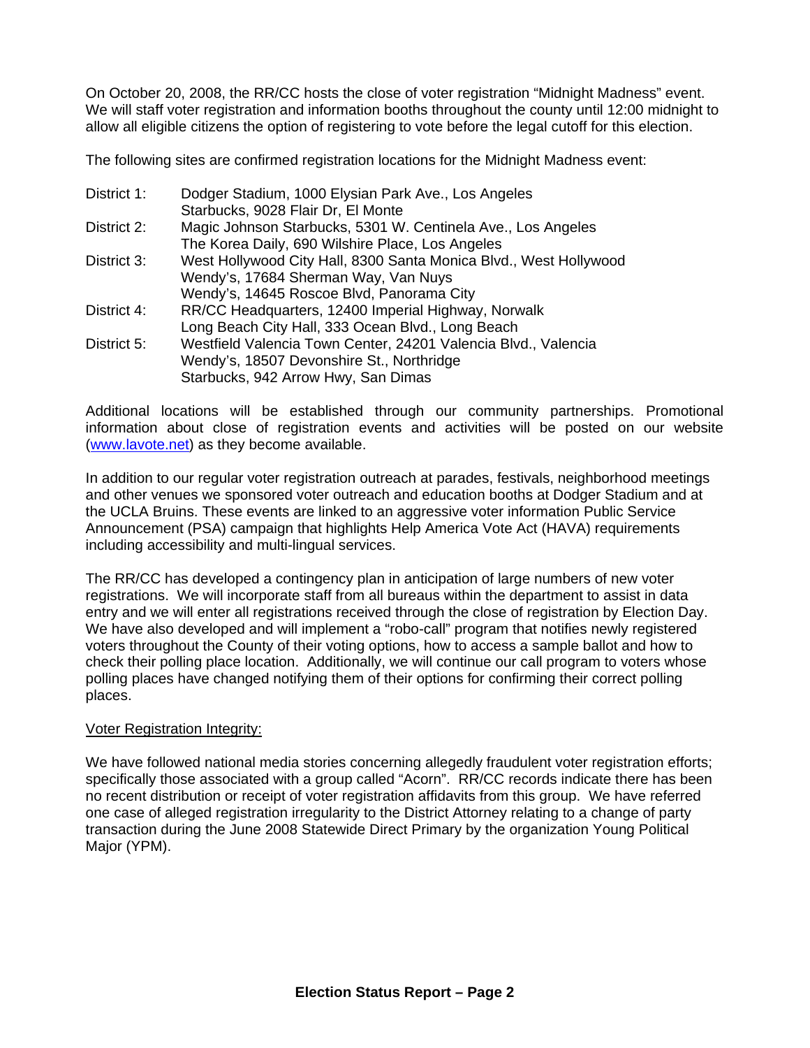On October 20, 2008, the RR/CC hosts the close of voter registration "Midnight Madness" event. We will staff voter registration and information booths throughout the county until 12:00 midnight to allow all eligible citizens the option of registering to vote before the legal cutoff for this election.

The following sites are confirmed registration locations for the Midnight Madness event:

| | |
|---|---|
| District 1: | Dodger Stadium, 1000 Elysian Park Ave., Los Angeles |
| | Starbucks, 9028 Flair Dr, El Monte |
| District 2: | Magic Johnson Starbucks, 5301 W. Centinela Ave., Los Angeles |
| | The Korea Daily, 690 Wilshire Place, Los Angeles |
| District 3: | West Hollywood City Hall, 8300 Santa Monica Blvd., West Hollywood |
| | Wendy's, 17684 Sherman Way, Van Nuys |
| | Wendy's, 14645 Roscoe Blvd, Panorama City |
| District 4: | RR/CC Headquarters, 12400 Imperial Highway, Norwalk |
| | Long Beach City Hall, 333 Ocean Blvd., Long Beach |
| District 5: | Westfield Valencia Town Center, 24201 Valencia Blvd., Valencia |
| | Wendy's, 18507 Devonshire St., Northridge |
| | Starbucks, 942 Arrow Hwy, San Dimas |

Additional locations will be established through our community partnerships. Promotional information about close of registration events and activities will be posted on our website (www.lavote.net) as they become available.

In addition to our regular voter registration outreach at parades, festivals, neighborhood meetings and other venues we sponsored voter outreach and education booths at Dodger Stadium and at the UCLA Bruins. These events are linked to an aggressive voter information Public Service Announcement (PSA) campaign that highlights Help America Vote Act (HAVA) requirements including accessibility and multi-lingual services.

The RR/CC has developed a contingency plan in anticipation of large numbers of new voter registrations. We will incorporate staff from all bureaus within the department to assist in data entry and we will enter all registrations received through the close of registration by Election Day. We have also developed and will implement a "robo-call" program that notifies newly registered voters throughout the County of their voting options, how to access a sample ballot and how to check their polling place location. Additionally, we will continue our call program to voters whose polling places have changed notifying them of their options for confirming their correct polling places.

<u>Voter Registration Integrity:</u>

We have followed national media stories concerning allegedly fraudulent voter registration efforts; specifically those associated with a group called "Acorn". RR/CC records indicate there has been no recent distribution or receipt of voter registration affidavits from this group. We have referred one case of alleged registration irregularity to the District Attorney relating to a change of party transaction during the June 2008 Statewide Direct Primary by the organization Young Political Major (YPM).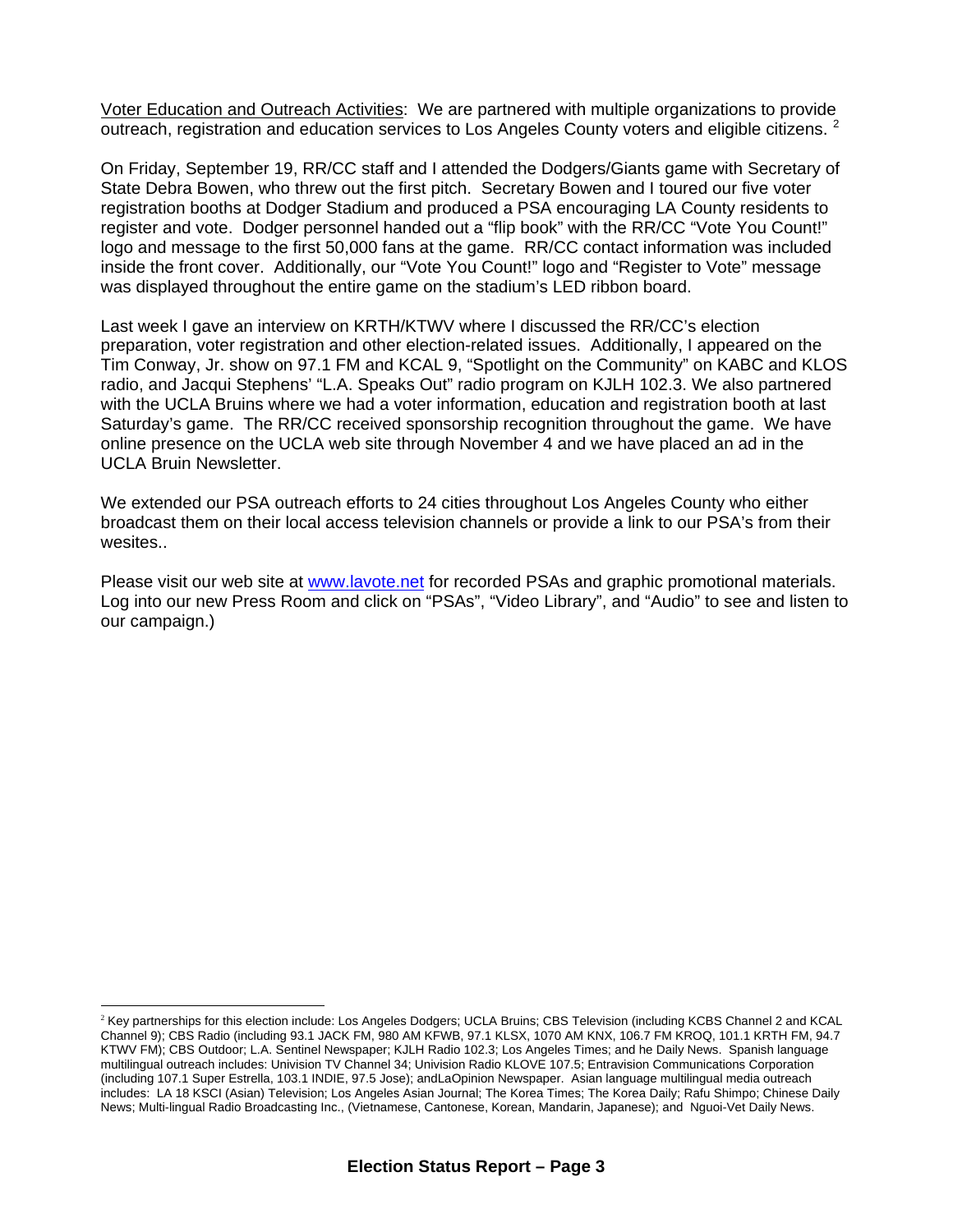Voter Education and Outreach Activities: We are partnered with multiple organizations to provide outreach, registration and education services to Los Angeles County voters and eligible citizens. [2]

On Friday, September 19, RR/CC staff and I attended the Dodgers/Giants game with Secretary of State Debra Bowen, who threw out the first pitch. Secretary Bowen and I toured our five voter registration booths at Dodger Stadium and produced a PSA encouraging LA County residents to register and vote. Dodger personnel handed out a "flip book" with the RR/CC "Vote You Count!" logo and message to the first 50,000 fans at the game. RR/CC contact information was included inside the front cover. Additionally, our "Vote You Count!" logo and "Register to Vote" message was displayed throughout the entire game on the stadium's LED ribbon board.

Last week I gave an interview on KRTH/KTWV where I discussed the RR/CC's election preparation, voter registration and other election-related issues. Additionally, I appeared on the Tim Conway, Jr. show on 97.1 FM and KCAL 9, "Spotlight on the Community" on KABC and KLOS radio, and Jacqui Stephens' "L.A. Speaks Out" radio program on KJLH 102.3. We also partnered with the UCLA Bruins where we had a voter information, education and registration booth at last Saturday's game. The RR/CC received sponsorship recognition throughout the game. We have online presence on the UCLA web site through November 4 and we have placed an ad in the UCLA Bruin Newsletter.

We extended our PSA outreach efforts to 24 cities throughout Los Angeles County who either broadcast them on their local access television channels or provide a link to our PSA's from their wesites..

Please visit our web site at www.lavote.net for recorded PSAs and graphic promotional materials. Log into our new Press Room and click on "PSAs", "Video Library", and "Audio" to see and listen to our campaign.)

---

[2] Key partnerships for this election include: Los Angeles Dodgers; UCLA Bruins; CBS Television (including KCBS Channel 2 and KCAL Channel 9); CBS Radio (including 93.1 JACK FM, 980 AM KFWB, 97.1 KLSX, 1070 AM KNX, 106.7 FM KROQ, 101.1 KRTH FM, 94.7 KTWV FM); CBS Outdoor; L.A. Sentinel Newspaper; KJLH Radio 102.3; Los Angeles Times; and he Daily News. Spanish language multilingual outreach includes: Univision TV Channel 34; Univision Radio KLOVE 107.5; Entravision Communications Corporation (including 107.1 Super Estrella, 103.1 INDIE, 97.5 Jose); andLaOpinion Newspaper. Asian language multilingual media outreach includes: LA 18 KSCI (Asian) Television; Los Angeles Asian Journal; The Korea Times; The Korea Daily; Rafu Shimpo; Chinese Daily News; Multi-lingual Radio Broadcasting Inc., (Vietnamese, Cantonese, Korean, Mandarin, Japanese); and Nguoi-Vet Daily News.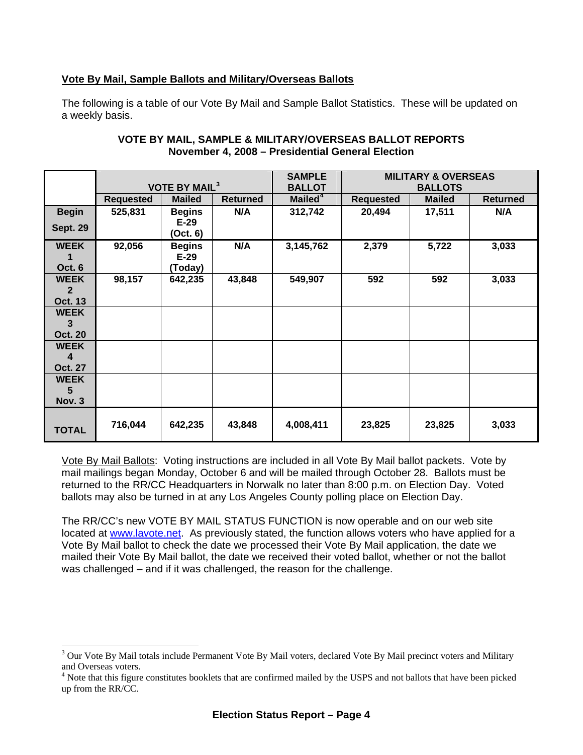## Vote By Mail, Sample Ballots and Military/Overseas Ballots

The following is a table of our Vote By Mail and Sample Ballot Statistics. These will be updated on a weekly basis.

**VOTE BY MAIL, SAMPLE & MILITARY/OVERSEAS BALLOT REPORTS**
**November 4, 2008 – Presidential General Election**

| | VOTE BY MAIL[3] | | | SAMPLE BALLOT | MILITARY & OVERSEAS BALLOTS | | |
|---|---|---|---|---|---|---|---|
| | **Requested** | **Mailed** | **Returned** | **Mailed[4]** | **Requested** | **Mailed** | **Returned** |
| **Begin Sept. 29** | 525,831 | Begins E-29 (Oct. 6) | N/A | 312,742 | 20,494 | 17,511 | N/A |
| **WEEK 1 Oct. 6** | 92,056 | Begins E-29 (Today) | N/A | 3,145,762 | 2,379 | 5,722 | 3,033 |
| **WEEK 2 Oct. 13** | 98,157 | 642,235 | 43,848 | 549,907 | 592 | 592 | 3,033 |
| **WEEK 3 Oct. 20** | | | | | | | |
| **WEEK 4 Oct. 27** | | | | | | | |
| **WEEK 5 Nov. 3** | | | | | | | |
| **TOTAL** | 716,044 | 642,235 | 43,848 | 4,008,411 | 23,825 | 23,825 | 3,033 |

Vote By Mail Ballots: Voting instructions are included in all Vote By Mail ballot packets. Vote by mail mailings began Monday, October 6 and will be mailed through October 28. Ballots must be returned to the RR/CC Headquarters in Norwalk no later than 8:00 p.m. on Election Day. Voted ballots may also be turned in at any Los Angeles County polling place on Election Day.

The RR/CC's new VOTE BY MAIL STATUS FUNCTION is now operable and on our web site located at www.lavote.net. As previously stated, the function allows voters who have applied for a Vote By Mail ballot to check the date we processed their Vote By Mail application, the date we mailed their Vote By Mail ballot, the date we received their voted ballot, whether or not the ballot was challenged – and if it was challenged, the reason for the challenge.

---

[3] Our Vote By Mail totals include Permanent Vote By Mail voters, declared Vote By Mail precinct voters and Military and Overseas voters.

[4] Note that this figure constitutes booklets that are confirmed mailed by the USPS and not ballots that have been picked up from the RR/CC.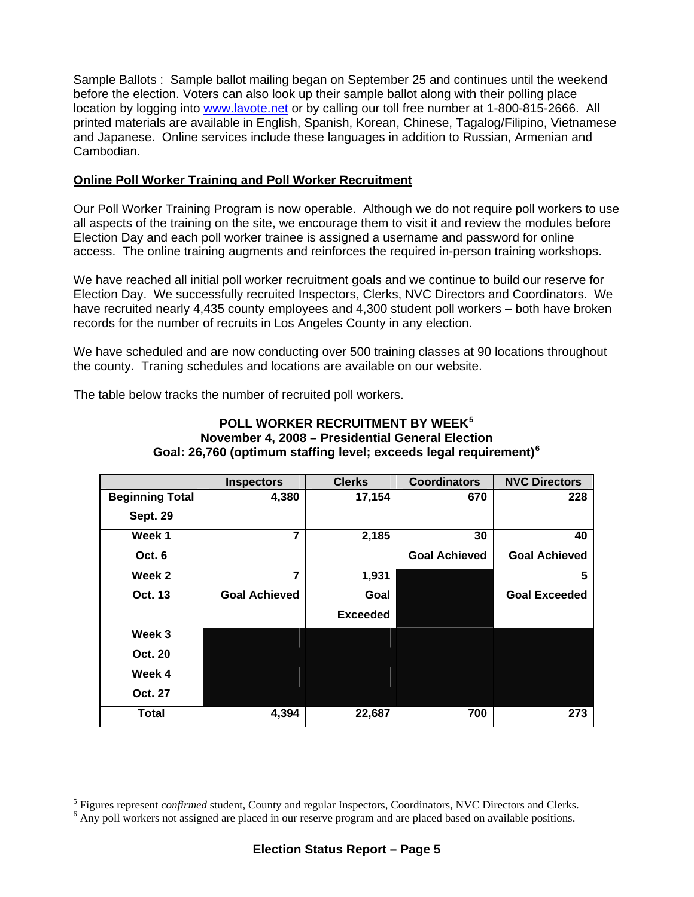Sample Ballots : Sample ballot mailing began on September 25 and continues until the weekend before the election. Voters can also look up their sample ballot along with their polling place location by logging into www.lavote.net or by calling our toll free number at 1-800-815-2666. All printed materials are available in English, Spanish, Korean, Chinese, Tagalog/Filipino, Vietnamese and Japanese. Online services include these languages in addition to Russian, Armenian and Cambodian.

**Online Poll Worker Training and Poll Worker Recruitment**

Our Poll Worker Training Program is now operable. Although we do not require poll workers to use all aspects of the training on the site, we encourage them to visit it and review the modules before Election Day and each poll worker trainee is assigned a username and password for online access. The online training augments and reinforces the required in-person training workshops.

We have reached all initial poll worker recruitment goals and we continue to build our reserve for Election Day. We successfully recruited Inspectors, Clerks, NVC Directors and Coordinators. We have recruited nearly 4,435 county employees and 4,300 student poll workers – both have broken records for the number of recruits in Los Angeles County in any election.

We have scheduled and are now conducting over 500 training classes at 90 locations throughout the county. Traning schedules and locations are available on our website.

The table below tracks the number of recruited poll workers.

**POLL WORKER RECRUITMENT BY WEEK[5]**
**November 4, 2008 – Presidential General Election**
**Goal: 26,760 (optimum staffing level; exceeds legal requirement)[6]**

| | Inspectors | Clerks | Coordinators | NVC Directors |
|---|---|---|---|---|
| **Beginning Total Sept. 29** | 4,380 | 17,154 | 670 | 228 |
| **Week 1 Oct. 6** | 7 | 2,185 | 30 Goal Achieved | 40 Goal Achieved |
| **Week 2 Oct. 13** | 7 Goal Achieved | 1,931 Goal Exceeded | | 5 Goal Exceeded |
| **Week 3 Oct. 20** | | | | |
| **Week 4 Oct. 27** | | | | |
| **Total** | 4,394 | 22,687 | 700 | 273 |

[5] Figures represent *confirmed* student, County and regular Inspectors, Coordinators, NVC Directors and Clerks.
[6] Any poll workers not assigned are placed in our reserve program and are placed based on available positions.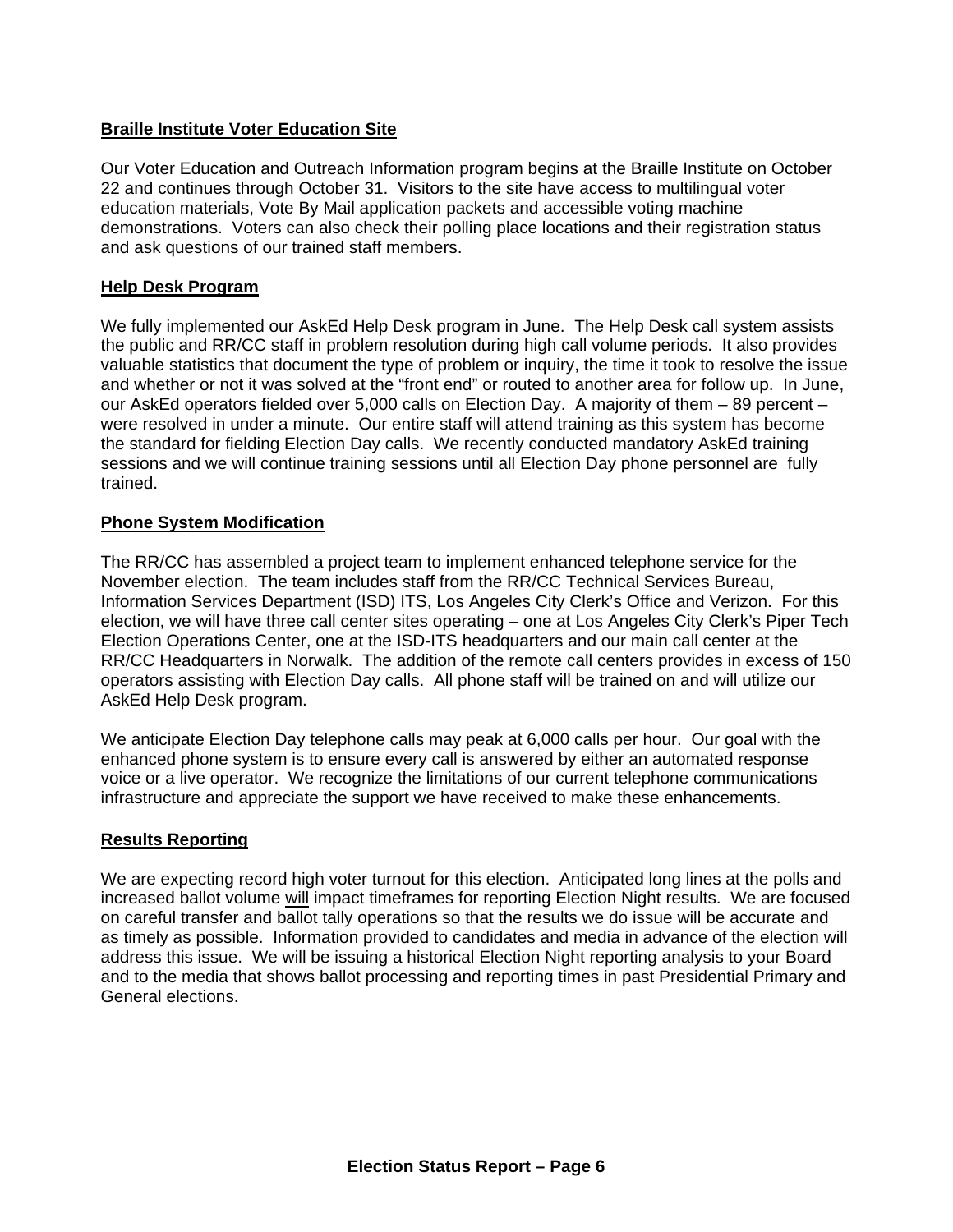**<u>Braille Institute Voter Education Site</u>**

Our Voter Education and Outreach Information program begins at the Braille Institute on October 22 and continues through October 31. Visitors to the site have access to multilingual voter education materials, Vote By Mail application packets and accessible voting machine demonstrations. Voters can also check their polling place locations and their registration status and ask questions of our trained staff members.

**<u>Help Desk Program</u>**

We fully implemented our AskEd Help Desk program in June. The Help Desk call system assists the public and RR/CC staff in problem resolution during high call volume periods. It also provides valuable statistics that document the type of problem or inquiry, the time it took to resolve the issue and whether or not it was solved at the "front end" or routed to another area for follow up. In June, our AskEd operators fielded over 5,000 calls on Election Day. A majority of them – 89 percent – were resolved in under a minute. Our entire staff will attend training as this system has become the standard for fielding Election Day calls. We recently conducted mandatory AskEd training sessions and we will continue training sessions until all Election Day phone personnel are fully trained.

**<u>Phone System Modification</u>**

The RR/CC has assembled a project team to implement enhanced telephone service for the November election. The team includes staff from the RR/CC Technical Services Bureau, Information Services Department (ISD) ITS, Los Angeles City Clerk's Office and Verizon. For this election, we will have three call center sites operating – one at Los Angeles City Clerk's Piper Tech Election Operations Center, one at the ISD-ITS headquarters and our main call center at the RR/CC Headquarters in Norwalk. The addition of the remote call centers provides in excess of 150 operators assisting with Election Day calls. All phone staff will be trained on and will utilize our AskEd Help Desk program.

We anticipate Election Day telephone calls may peak at 6,000 calls per hour. Our goal with the enhanced phone system is to ensure every call is answered by either an automated response voice or a live operator. We recognize the limitations of our current telephone communications infrastructure and appreciate the support we have received to make these enhancements.

**<u>Results Reporting</u>**

We are expecting record high voter turnout for this election. Anticipated long lines at the polls and increased ballot volume <u>will</u> impact timeframes for reporting Election Night results. We are focused on careful transfer and ballot tally operations so that the results we do issue will be accurate and as timely as possible. Information provided to candidates and media in advance of the election will address this issue. We will be issuing a historical Election Night reporting analysis to your Board and to the media that shows ballot processing and reporting times in past Presidential Primary and General elections.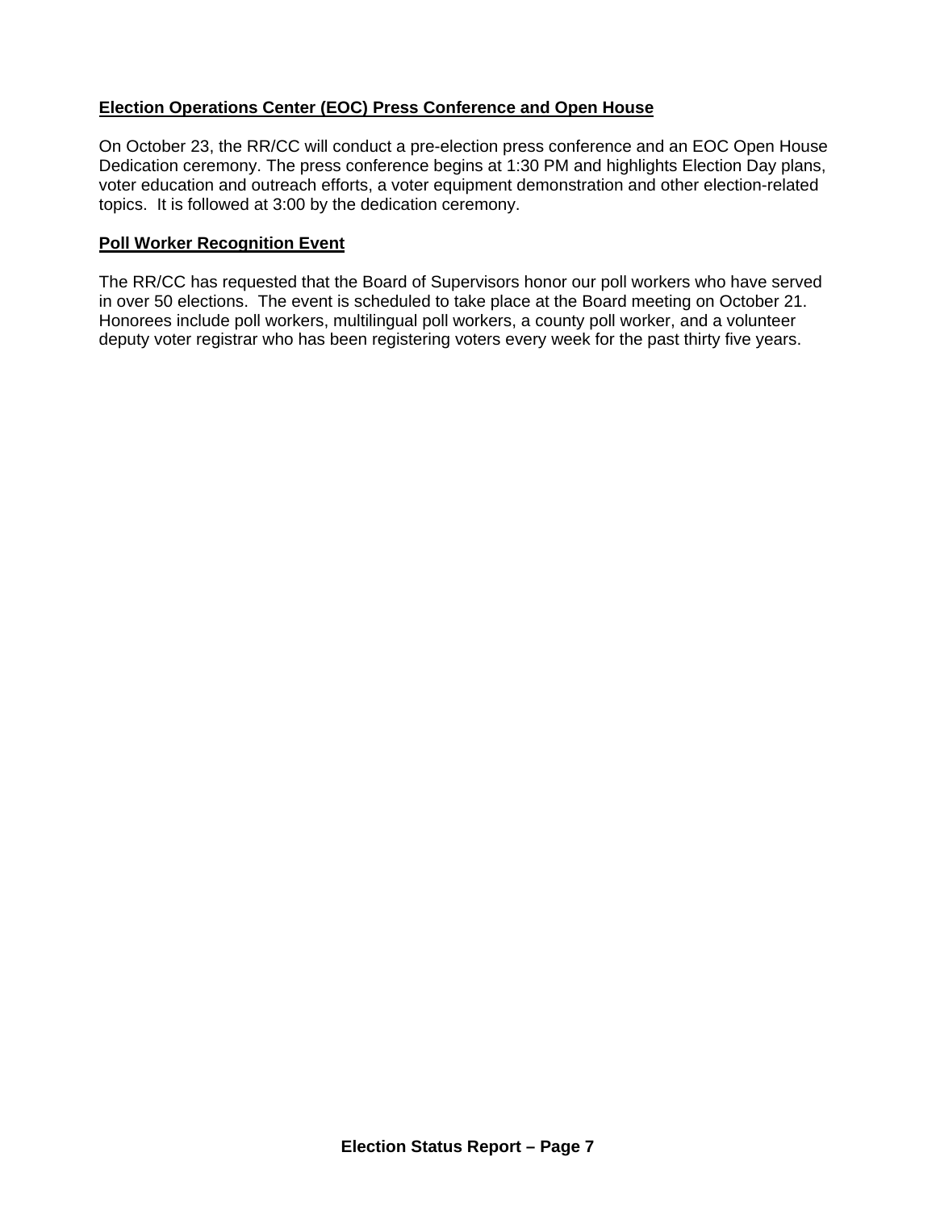**Election Operations Center (EOC) Press Conference and Open House**

On October 23, the RR/CC will conduct a pre-election press conference and an EOC Open House Dedication ceremony. The press conference begins at 1:30 PM and highlights Election Day plans, voter education and outreach efforts, a voter equipment demonstration and other election-related topics. It is followed at 3:00 by the dedication ceremony.

**Poll Worker Recognition Event**

The RR/CC has requested that the Board of Supervisors honor our poll workers who have served in over 50 elections. The event is scheduled to take place at the Board meeting on October 21. Honorees include poll workers, multilingual poll workers, a county poll worker, and a volunteer deputy voter registrar who has been registering voters every week for the past thirty five years.